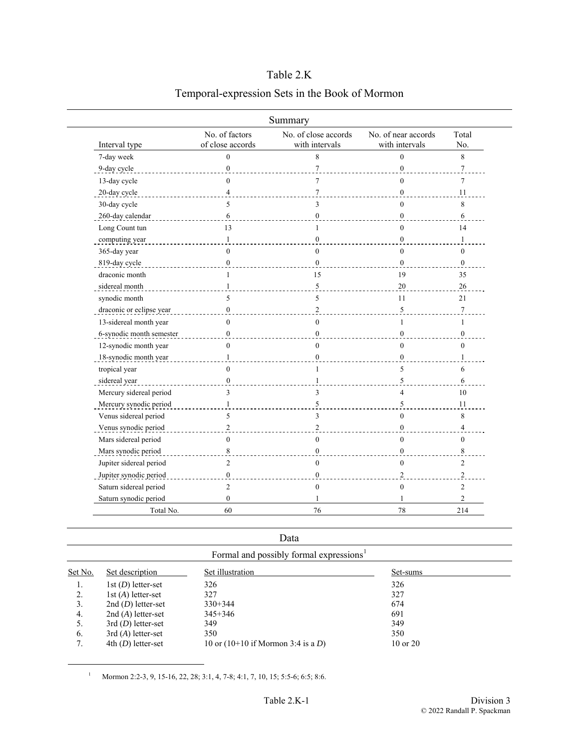# Table 2.K

## Temporal-expression Sets in the Book of Mormon

### Summary

| Interval type | No. of factors of close accords | No. of close accords with intervals | No. of near accords with intervals | Total No. |
|---|---|---|---|---|
| 7-day week | 0 | 8 | 0 | 8 |
| 9-day cycle | 0 | 7 | 0 | 7 |
| 13-day cycle | 0 | 7 | 0 | 7 |
| 20-day cycle | 4 | 7 | 0 | 11 |
| 30-day cycle | 5 | 3 | 0 | 8 |
| 260-day calendar | 6 | 0 | 0 | 6 |
| Long Count tun | 13 | 1 | 0 | 14 |
| computing year | 1 | 0 | 0 | 1 |
| 365-day year | 0 | 0 | 0 | 0 |
| 819-day cycle | 0 | 0 | 0 | 0 |
| draconic month | 1 | 15 | 19 | 35 |
| sidereal month | 1 | 5 | 20 | 26 |
| synodic month | 5 | 5 | 11 | 21 |
| draconic or eclipse year | 0 | 2 | 5 | 7 |
| 13-sidereal month year | 0 | 0 | 1 | 1 |
| 6-synodic month semester | 0 | 0 | 0 | 0 |
| 12-synodic month year | 0 | 0 | 0 | 0 |
| 18-synodic month year | 1 | 0 | 0 | 1 |
| tropical year | 0 | 1 | 5 | 6 |
| sidereal year | 0 | 1 | 5 | 6 |
| Mercury sidereal period | 3 | 3 | 4 | 10 |
| Mercury synodic period | 1 | 5 | 5 | 11 |
| Venus sidereal period | 5 | 3 | 0 | 8 |
| Venus synodic period | 2 | 2 | 0 | 4 |
| Mars sidereal period | 0 | 0 | 0 | 0 |
| Mars synodic period | 8 | 0 | 0 | 8 |
| Jupiter sidereal period | 2 | 0 | 0 | 2 |
| Jupiter synodic period | 0 | 0 | 2 | 2 |
| Saturn sidereal period | 2 | 0 | 0 | 2 |
| Saturn synodic period | 0 | 1 | 1 | 2 |
| Total No. | 60 | 76 | 78 | 214 |

### Data

Formal and possibly formal expressions[1]

| Set No. | Set description | Set illustration | Set-sums |
|---|---|---|---|
| 1. | 1st (*D*) letter-set | 326 | 326 |
| 2. | 1st (*A*) letter-set | 327 | 327 |
| 3. | 2nd (*D*) letter-set | 330+344 | 674 |
| 4. | 2nd (*A*) letter-set | 345+346 | 691 |
| 5. | 3rd (*D*) letter-set | 349 | 349 |
| 6. | 3rd (*A*) letter-set | 350 | 350 |
| 7. | 4th (*D*) letter-set | 10 or (10+10 if Mormon 3:4 is a *D*) | 10 or 20 |

[1] Mormon 2:2-3, 9, 15-16, 22, 28; 3:1, 4, 7-8; 4:1, 7, 10, 15; 5:5-6; 6:5; 8:6.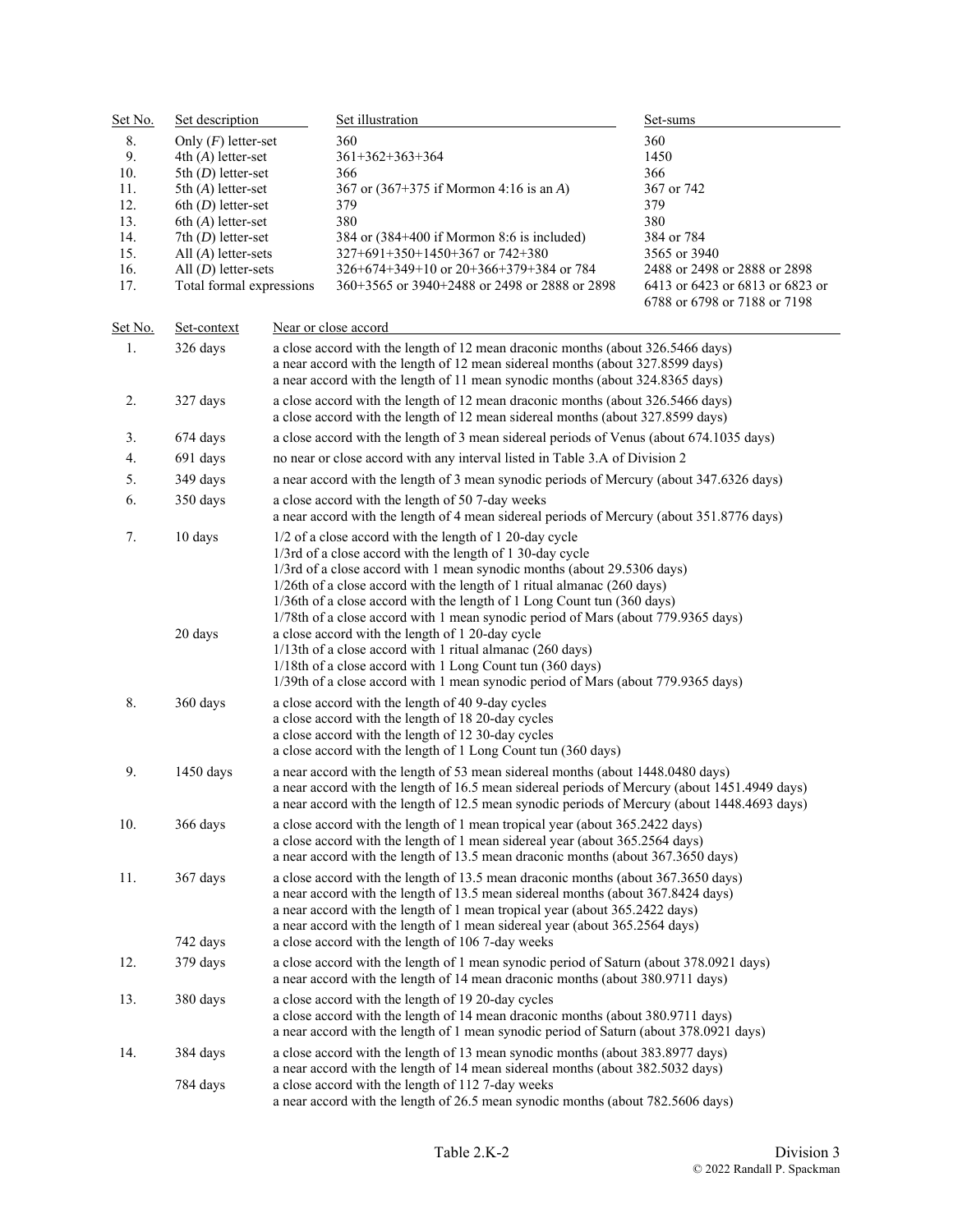| Set No. | Set description | Set illustration | Set-sums |
|---|---|---|---|
| 8. | Only (*F*) letter-set | 360 | 360 |
| 9. | 4th (*A*) letter-set | 361+362+363+364 | 1450 |
| 10. | 5th (*D*) letter-set | 366 | 366 |
| 11. | 5th (*A*) letter-set | 367 or (367+375 if Mormon 4:16 is an *A*) | 367 or 742 |
| 12. | 6th (*D*) letter-set | 379 | 379 |
| 13. | 6th (*A*) letter-set | 380 | 380 |
| 14. | 7th (*D*) letter-set | 384 or (384+400 if Mormon 8:6 is included) | 384 or 784 |
| 15. | All (*A*) letter-sets | 327+691+350+1450+367 or 742+380 | 3565 or 3940 |
| 16. | All (*D*) letter-sets | 326+674+349+10 or 20+366+379+384 or 784 | 2488 or 2498 or 2888 or 2898 |
| 17. | Total formal expressions | 360+3565 or 3940+2488 or 2498 or 2888 or 2898 | 6413 or 6423 or 6813 or 6823 or 6788 or 6798 or 7188 or 7198 |

| Set No. | Set-context | Near or close accord |
|---|---|---|
| 1. | 326 days | a close accord with the length of 12 mean draconic months (about 326.5466 days)<br>a near accord with the length of 12 mean sidereal months (about 327.8599 days)<br>a near accord with the length of 11 mean synodic months (about 324.8365 days) |
| 2. | 327 days | a close accord with the length of 12 mean draconic months (about 326.5466 days)<br>a close accord with the length of 12 mean sidereal months (about 327.8599 days) |
| 3. | 674 days | a close accord with the length of 3 mean sidereal periods of Venus (about 674.1035 days) |
| 4. | 691 days | no near or close accord with any interval listed in Table 3.A of Division 2 |
| 5. | 349 days | a near accord with the length of 3 mean synodic periods of Mercury (about 347.6326 days) |
| 6. | 350 days | a close accord with the length of 50 7-day weeks<br>a near accord with the length of 4 mean sidereal periods of Mercury (about 351.8776 days) |
| 7. | 10 days | 1/2 of a close accord with the length of 1 20-day cycle<br>1/3rd of a close accord with the length of 1 30-day cycle<br>1/3rd of a close accord with 1 mean synodic months (about 29.5306 days)<br>1/26th of a close accord with the length of 1 ritual almanac (260 days)<br>1/36th of a close accord with the length of 1 Long Count tun (360 days)<br>1/78th of a close accord with 1 mean synodic period of Mars (about 779.9365 days) |
| | 20 days | a close accord with the length of 1 20-day cycle<br>1/13th of a close accord with 1 ritual almanac (260 days)<br>1/18th of a close accord with 1 Long Count tun (360 days)<br>1/39th of a close accord with 1 mean synodic period of Mars (about 779.9365 days) |
| 8. | 360 days | a close accord with the length of 40 9-day cycles<br>a close accord with the length of 18 20-day cycles<br>a close accord with the length of 12 30-day cycles<br>a close accord with the length of 1 Long Count tun (360 days) |
| 9. | 1450 days | a near accord with the length of 53 mean sidereal months (about 1448.0480 days)<br>a near accord with the length of 16.5 mean sidereal periods of Mercury (about 1451.4949 days)<br>a near accord with the length of 12.5 mean synodic periods of Mercury (about 1448.4693 days) |
| 10. | 366 days | a close accord with the length of 1 mean tropical year (about 365.2422 days)<br>a close accord with the length of 1 mean sidereal year (about 365.2564 days)<br>a near accord with the length of 13.5 mean draconic months (about 367.3650 days) |
| 11. | 367 days | a close accord with the length of 13.5 mean draconic months (about 367.3650 days)<br>a near accord with the length of 13.5 mean sidereal months (about 367.8424 days)<br>a near accord with the length of 1 mean tropical year (about 365.2422 days)<br>a near accord with the length of 1 mean sidereal year (about 365.2564 days) |
| | 742 days | a close accord with the length of 106 7-day weeks |
| 12. | 379 days | a close accord with the length of 1 mean synodic period of Saturn (about 378.0921 days)<br>a near accord with the length of 14 mean draconic months (about 380.9711 days) |
| 13. | 380 days | a close accord with the length of 19 20-day cycles<br>a close accord with the length of 14 mean draconic months (about 380.9711 days)<br>a near accord with the length of 1 mean synodic period of Saturn (about 378.0921 days) |
| 14. | 384 days | a close accord with the length of 13 mean synodic months (about 383.8977 days)<br>a near accord with the length of 14 mean sidereal months (about 382.5032 days) |
| | 784 days | a close accord with the length of 112 7-day weeks<br>a near accord with the length of 26.5 mean synodic months (about 782.5606 days) |

Table 2.K-2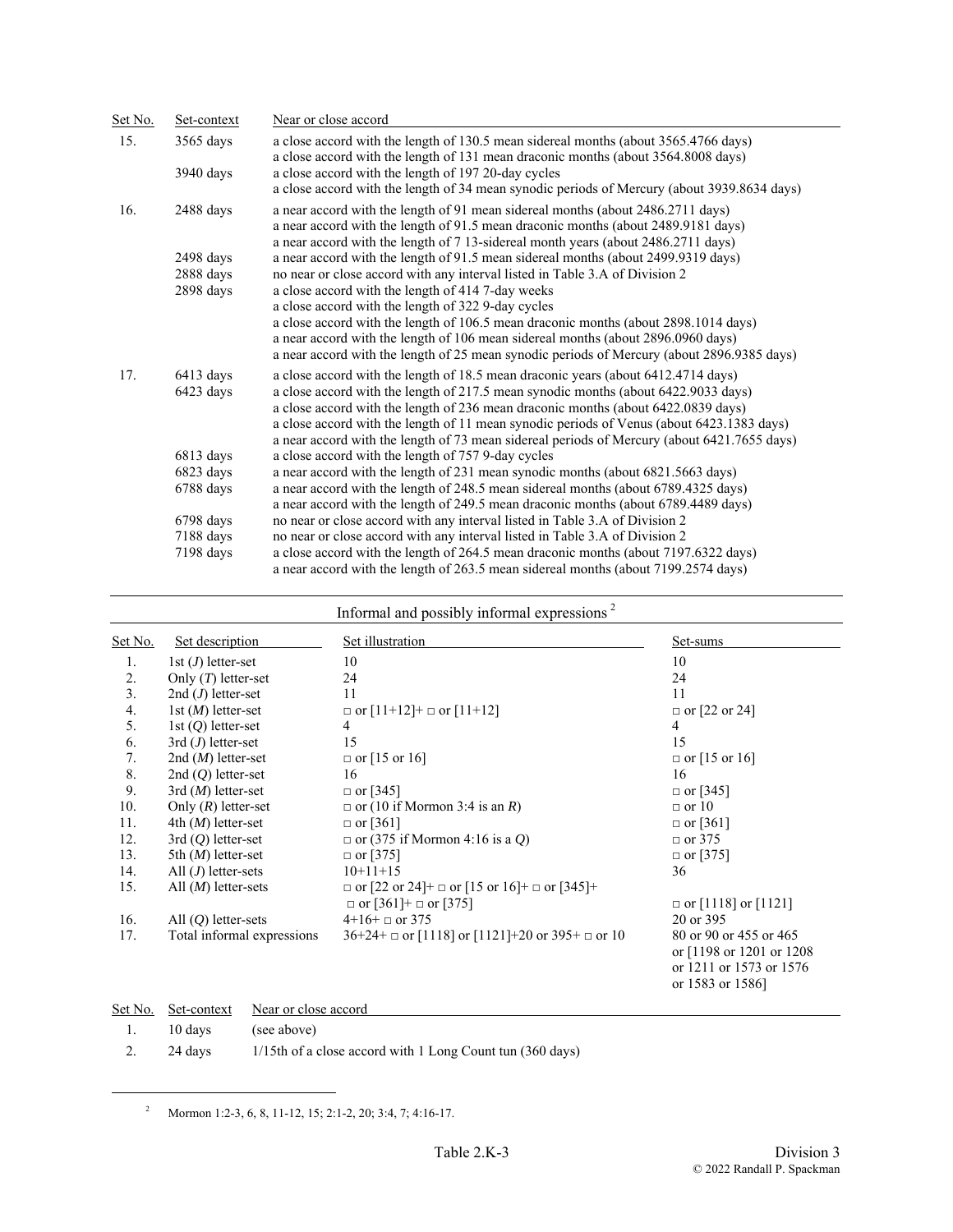| Set No. | Set-context | Near or close accord |
|---|---|---|
| 15. | 3565 days | a close accord with the length of 130.5 mean sidereal months (about 3565.4766 days) |
| | | a close accord with the length of 131 mean draconic months (about 3564.8008 days) |
| | 3940 days | a close accord with the length of 197 20-day cycles |
| | | a close accord with the length of 34 mean synodic periods of Mercury (about 3939.8634 days) |
| 16. | 2488 days | a near accord with the length of 91 mean sidereal months (about 2486.2711 days) |
| | | a near accord with the length of 91.5 mean draconic months (about 2489.9181 days) |
| | | a near accord with the length of 7 13-sidereal month years (about 2486.2711 days) |
| | 2498 days | a near accord with the length of 91.5 mean sidereal months (about 2499.9319 days) |
| | 2888 days | no near or close accord with any interval listed in Table 3.A of Division 2 |
| | 2898 days | a close accord with the length of 414 7-day weeks |
| | | a close accord with the length of 322 9-day cycles |
| | | a close accord with the length of 106.5 mean draconic months (about 2898.1014 days) |
| | | a near accord with the length of 106 mean sidereal months (about 2896.0960 days) |
| | | a near accord with the length of 25 mean synodic periods of Mercury (about 2896.9385 days) |
| 17. | 6413 days | a close accord with the length of 18.5 mean draconic years (about 6412.4714 days) |
| | 6423 days | a close accord with the length of 217.5 mean synodic months (about 6422.9033 days) |
| | | a close accord with the length of 236 mean draconic months (about 6422.0839 days) |
| | | a close accord with the length of 11 mean synodic periods of Venus (about 6423.1383 days) |
| | | a near accord with the length of 73 mean sidereal periods of Mercury (about 6421.7655 days) |
| | 6813 days | a close accord with the length of 757 9-day cycles |
| | 6823 days | a near accord with the length of 231 mean synodic months (about 6821.5663 days) |
| | 6788 days | a near accord with the length of 248.5 mean sidereal months (about 6789.4325 days) |
| | | a near accord with the length of 249.5 mean draconic months (about 6789.4489 days) |
| | 6798 days | no near or close accord with any interval listed in Table 3.A of Division 2 |
| | 7188 days | no near or close accord with any interval listed in Table 3.A of Division 2 |
| | 7198 days | a close accord with the length of 264.5 mean draconic months (about 7197.6322 days) |
| | | a near accord with the length of 263.5 mean sidereal months (about 7199.2574 days) |

## Informal and possibly informal expressions [2]

| Set No. | Set description | Set illustration | Set-sums |
|---|---|---|---|
| 1. | 1st (*J*) letter-set | 10 | 10 |
| 2. | Only (*T*) letter-set | 24 | 24 |
| 3. | 2nd (*J*) letter-set | 11 | 11 |
| 4. | 1st (*M*) letter-set | □ or [11+12]+ □ or [11+12] | □ or [22 or 24] |
| 5. | 1st (*Q*) letter-set | 4 | 4 |
| 6. | 3rd (*J*) letter-set | 15 | 15 |
| 7. | 2nd (*M*) letter-set | □ or [15 or 16] | □ or [15 or 16] |
| 8. | 2nd (*Q*) letter-set | 16 | 16 |
| 9. | 3rd (*M*) letter-set | □ or [345] | □ or [345] |
| 10. | Only (*R*) letter-set | □ or (10 if Mormon 3:4 is an *R*) | □ or 10 |
| 11. | 4th (*M*) letter-set | □ or [361] | □ or [361] |
| 12. | 3rd (*Q*) letter-set | □ or (375 if Mormon 4:16 is a *Q*) | □ or 375 |
| 13. | 5th (*M*) letter-set | □ or [375] | □ or [375] |
| 14. | All (*J*) letter-sets | 10+11+15 | 36 |
| 15. | All (*M*) letter-sets | □ or [22 or 24]+ □ or [15 or 16]+ □ or [345]+ □ or [361]+ □ or [375] | □ or [1118] or [1121] |
| 16. | All (*Q*) letter-sets | 4+16+ □ or 375 | 20 or 395 |
| 17. | Total informal expressions | 36+24+ □ or [1118] or [1121]+20 or 395+ □ or 10 | 80 or 90 or 455 or 465 or [1198 or 1201 or 1208 or 1211 or 1573 or 1576 or 1583 or 1586] |

| Set No. | Set-context | Near or close accord |
|---|---|---|
| 1. | 10 days | (see above) |
| 2. | 24 days | 1/15th of a close accord with 1 Long Count tun (360 days) |

[2] Mormon 1:2-3, 6, 8, 11-12, 15; 2:1-2, 20; 3:4, 7; 4:16-17.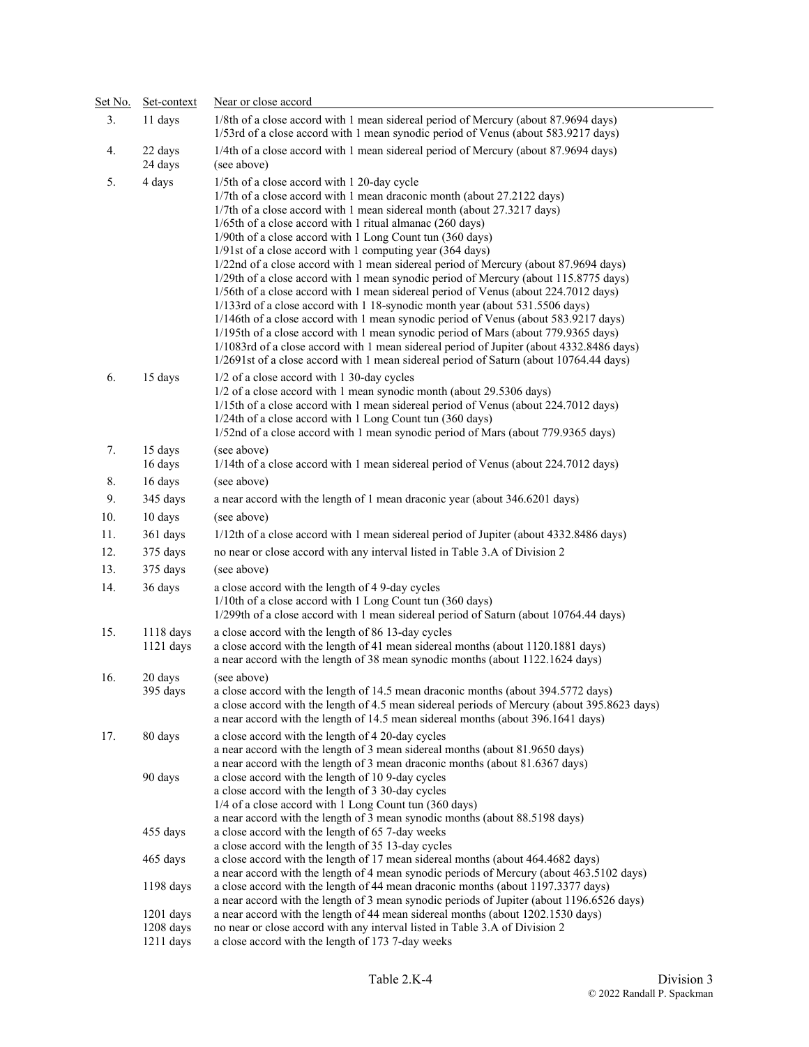| Set No. | Set-context | Near or close accord |
|---|---|---|
| 3. | 11 days | 1/8th of a close accord with 1 mean sidereal period of Mercury (about 87.9694 days)<br>1/53rd of a close accord with 1 mean synodic period of Venus (about 583.9217 days) |
| 4. | 22 days | 1/4th of a close accord with 1 mean sidereal period of Mercury (about 87.9694 days) |
| | 24 days | (see above) |
| 5. | 4 days | 1/5th of a close accord with 1 20-day cycle<br>1/7th of a close accord with 1 mean draconic month (about 27.2122 days)<br>1/7th of a close accord with 1 mean sidereal month (about 27.3217 days)<br>1/65th of a close accord with 1 ritual almanac (260 days)<br>1/90th of a close accord with 1 Long Count tun (360 days)<br>1/91st of a close accord with 1 computing year (364 days)<br>1/22nd of a close accord with 1 mean sidereal period of Mercury (about 87.9694 days)<br>1/29th of a close accord with 1 mean synodic period of Mercury (about 115.8775 days)<br>1/56th of a close accord with 1 mean sidereal period of Venus (about 224.7012 days)<br>1/133rd of a close accord with 1 18-synodic month year (about 531.5506 days)<br>1/146th of a close accord with 1 mean synodic period of Venus (about 583.9217 days)<br>1/195th of a close accord with 1 mean synodic period of Mars (about 779.9365 days)<br>1/1083rd of a close accord with 1 mean sidereal period of Jupiter (about 4332.8486 days)<br>1/2691st of a close accord with 1 mean sidereal period of Saturn (about 10764.44 days) |
| 6. | 15 days | 1/2 of a close accord with 1 30-day cycles<br>1/2 of a close accord with 1 mean synodic month (about 29.5306 days)<br>1/15th of a close accord with 1 mean sidereal period of Venus (about 224.7012 days)<br>1/24th of a close accord with 1 Long Count tun (360 days)<br>1/52nd of a close accord with 1 mean synodic period of Mars (about 779.9365 days) |
| 7. | 15 days | (see above) |
| | 16 days | 1/14th of a close accord with 1 mean sidereal period of Venus (about 224.7012 days) |
| 8. | 16 days | (see above) |
| 9. | 345 days | a near accord with the length of 1 mean draconic year (about 346.6201 days) |
| 10. | 10 days | (see above) |
| 11. | 361 days | 1/12th of a close accord with 1 mean sidereal period of Jupiter (about 4332.8486 days) |
| 12. | 375 days | no near or close accord with any interval listed in Table 3.A of Division 2 |
| 13. | 375 days | (see above) |
| 14. | 36 days | a close accord with the length of 4 9-day cycles<br>1/10th of a close accord with 1 Long Count tun (360 days)<br>1/299th of a close accord with 1 mean sidereal period of Saturn (about 10764.44 days) |
| 15. | 1118 days | a close accord with the length of 86 13-day cycles |
| | 1121 days | a close accord with the length of 41 mean sidereal months (about 1120.1881 days)<br>a near accord with the length of 38 mean synodic months (about 1122.1624 days) |
| 16. | 20 days | (see above) |
| | 395 days | a close accord with the length of 14.5 mean draconic months (about 394.5772 days)<br>a close accord with the length of 4.5 mean sidereal periods of Mercury (about 395.8623 days)<br>a near accord with the length of 14.5 mean sidereal months (about 396.1641 days) |
| 17. | 80 days | a close accord with the length of 4 20-day cycles<br>a near accord with the length of 3 mean sidereal months (about 81.9650 days)<br>a near accord with the length of 3 mean draconic months (about 81.6367 days) |
| | 90 days | a close accord with the length of 10 9-day cycles<br>a close accord with the length of 3 30-day cycles<br>1/4 of a close accord with 1 Long Count tun (360 days)<br>a near accord with the length of 3 mean synodic months (about 88.5198 days) |
| | 455 days | a close accord with the length of 65 7-day weeks<br>a close accord with the length of 35 13-day cycles |
| | 465 days | a close accord with the length of 17 mean sidereal months (about 464.4682 days)<br>a near accord with the length of 4 mean synodic periods of Mercury (about 463.5102 days) |
| | 1198 days | a close accord with the length of 44 mean draconic months (about 1197.3377 days)<br>a near accord with the length of 3 mean synodic periods of Jupiter (about 1196.6526 days) |
| | 1201 days | a near accord with the length of 44 mean sidereal months (about 1202.1530 days) |
| | 1208 days | no near or close accord with any interval listed in Table 3.A of Division 2 |
| | 1211 days | a close accord with the length of 173 7-day weeks |

Table 2.K-4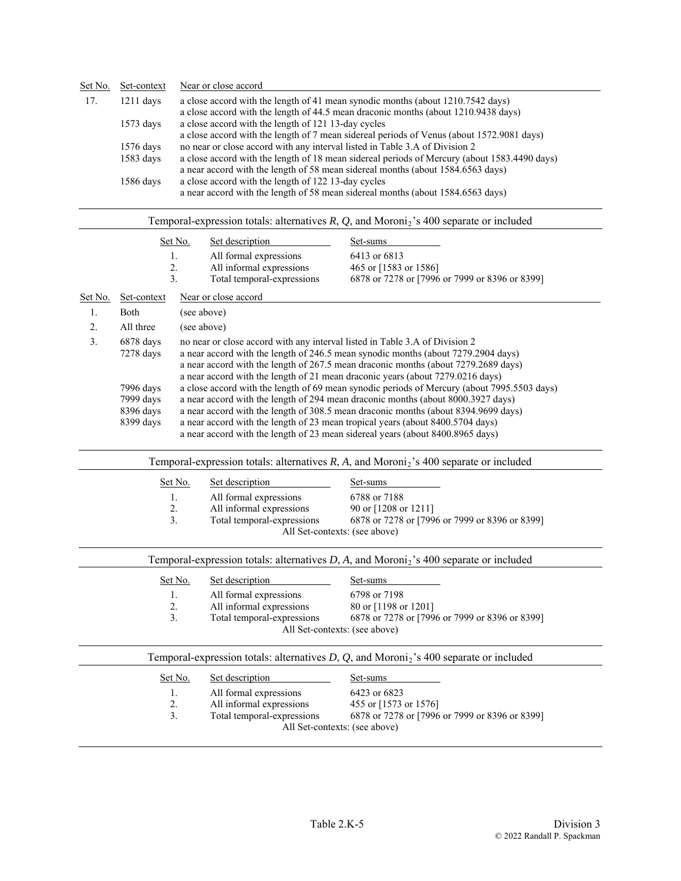| Set No. | Set-context | Near or close accord |
|---|---|---|
| 17. | 1211 days | a close accord with the length of 41 mean synodic months (about 1210.7542 days) |
| | | a close accord with the length of 44.5 mean draconic months (about 1210.9438 days) |
| | 1573 days | a close accord with the length of 121 13-day cycles |
| | | a close accord with the length of 7 mean sidereal periods of Venus (about 1572.9081 days) |
| | 1576 days | no near or close accord with any interval listed in Table 3.A of Division 2 |
| | 1583 days | a close accord with the length of 18 mean sidereal periods of Mercury (about 1583.4490 days) |
| | | a near accord with the length of 58 mean sidereal months (about 1584.6563 days) |
| | 1586 days | a close accord with the length of 122 13-day cycles |
| | | a near accord with the length of 58 mean sidereal months (about 1584.6563 days) |

### Temporal-expression totals: alternatives *R*, *Q*, and $\text{Moroni}_2$'s 400 separate or included

| Set No. | Set description | Set-sums |
|---|---|---|
| 1. | All formal expressions | 6413 or 6813 |
| 2. | All informal expressions | 465 or [1583 or 1586] |
| 3. | Total temporal-expressions | 6878 or 7278 or [7996 or 7999 or 8396 or 8399] |

| Set No. | Set-context | Near or close accord |
|---|---|---|
| 1. | Both | (see above) |
| 2. | All three | (see above) |
| 3. | 6878 days | no near or close accord with any interval listed in Table 3.A of Division 2 |
| | 7278 days | a near accord with the length of 246.5 mean synodic months (about 7279.2904 days) |
| | | a near accord with the length of 267.5 mean draconic months (about 7279.2689 days) |
| | | a near accord with the length of 21 mean draconic years (about 7279.0216 days) |
| | 7996 days | a close accord with the length of 69 mean synodic periods of Mercury (about 7995.5503 days) |
| | 7999 days | a near accord with the length of 294 mean draconic months (about 8000.3927 days) |
| | 8396 days | a near accord with the length of 308.5 mean draconic months (about 8394.9699 days) |
| | 8399 days | a near accord with the length of 23 mean tropical years (about 8400.5704 days) |
| | | a near accord with the length of 23 mean sidereal years (about 8400.8965 days) |

### Temporal-expression totals: alternatives *R*, *A*, and $\text{Moroni}_2$'s 400 separate or included

| Set No. | Set description | Set-sums |
|---|---|---|
| 1. | All formal expressions | 6788 or 7188 |
| 2. | All informal expressions | 90 or [1208 or 1211] |
| 3. | Total temporal-expressions | 6878 or 7278 or [7996 or 7999 or 8396 or 8399] |

All Set-contexts: (see above)

### Temporal-expression totals: alternatives *D*, *A*, and $\text{Moroni}_2$'s 400 separate or included

| Set No. | Set description | Set-sums |
|---|---|---|
| 1. | All formal expressions | 6798 or 7198 |
| 2. | All informal expressions | 80 or [1198 or 1201] |
| 3. | Total temporal-expressions | 6878 or 7278 or [7996 or 7999 or 8396 or 8399] |

All Set-contexts: (see above)

### Temporal-expression totals: alternatives *D*, *Q*, and $\text{Moroni}_2$'s 400 separate or included

| Set No. | Set description | Set-sums |
|---|---|---|
| 1. | All formal expressions | 6423 or 6823 |
| 2. | All informal expressions | 455 or [1573 or 1576] |
| 3. | Total temporal-expressions | 6878 or 7278 or [7996 or 7999 or 8396 or 8399] |

All Set-contexts: (see above)